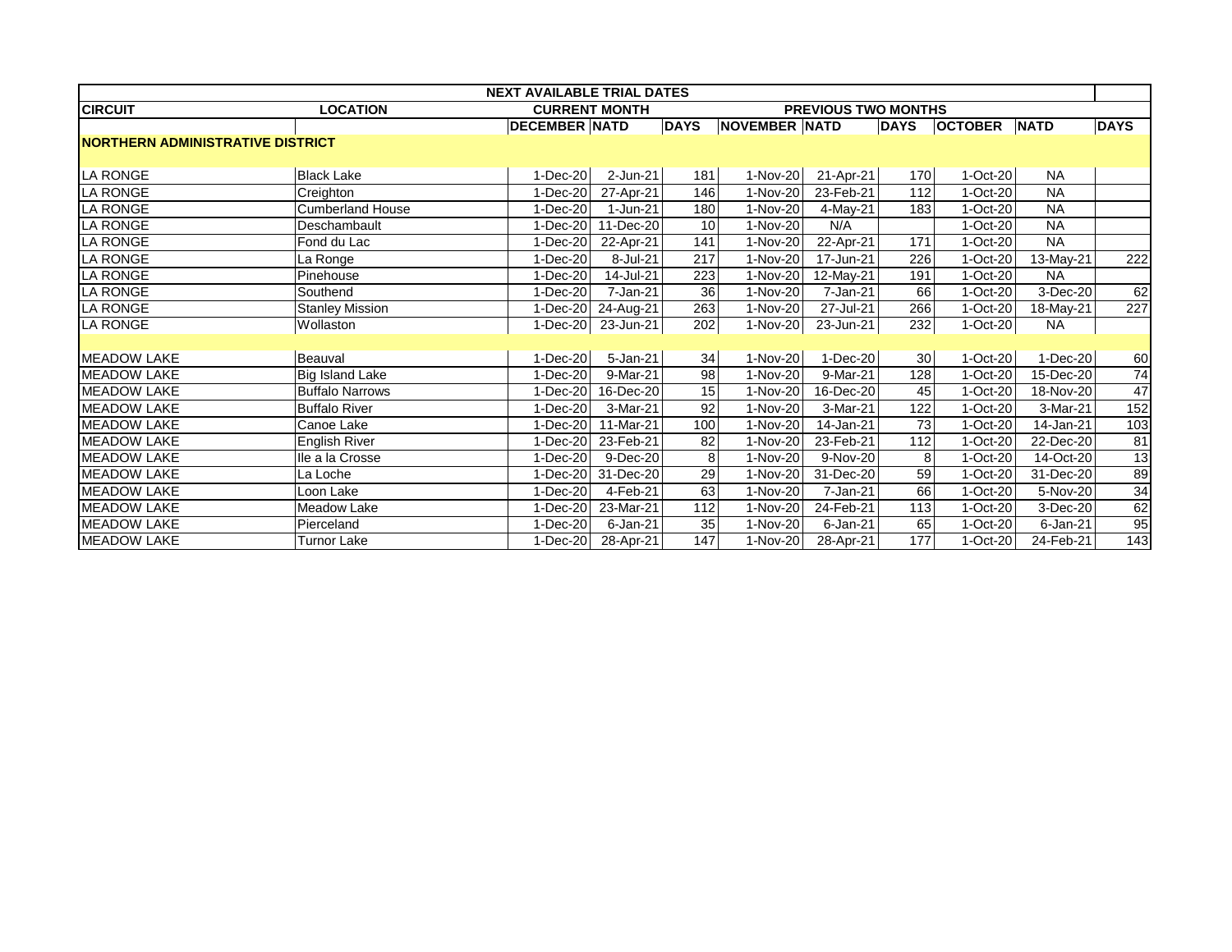| NEXT AVAILABLE TRIAL DATES | | | | | | | | | | |
|---|---|---|---|---|---|---|---|---|---|---|
| **CIRCUIT** | **LOCATION** | **CURRENT MONTH** | | | **PREVIOUS TWO MONTHS** | | | | | |
| | | **DECEMBER** | **NATD** | **DAYS** | **NOVEMBER** | **NATD** | **DAYS** | **OCTOBER** | **NATD** | **DAYS** |
| **NORTHERN ADMINISTRATIVE DISTRICT** | | | | | | | | | | |
| LA RONGE | Black Lake | 1-Dec-20 | 2-Jun-21 | 181 | 1-Nov-20 | 21-Apr-21 | 170 | 1-Oct-20 | NA | |
| LA RONGE | Creighton | 1-Dec-20 | 27-Apr-21 | 146 | 1-Nov-20 | 23-Feb-21 | 112 | 1-Oct-20 | NA | |
| LA RONGE | Cumberland House | 1-Dec-20 | 1-Jun-21 | 180 | 1-Nov-20 | 4-May-21 | 183 | 1-Oct-20 | NA | |
| LA RONGE | Deschambault | 1-Dec-20 | 11-Dec-20 | 10 | 1-Nov-20 | N/A | | 1-Oct-20 | NA | |
| LA RONGE | Fond du Lac | 1-Dec-20 | 22-Apr-21 | 141 | 1-Nov-20 | 22-Apr-21 | 171 | 1-Oct-20 | NA | |
| LA RONGE | La Ronge | 1-Dec-20 | 8-Jul-21 | 217 | 1-Nov-20 | 17-Jun-21 | 226 | 1-Oct-20 | 13-May-21 | 222 |
| LA RONGE | Pinehouse | 1-Dec-20 | 14-Jul-21 | 223 | 1-Nov-20 | 12-May-21 | 191 | 1-Oct-20 | NA | |
| LA RONGE | Southend | 1-Dec-20 | 7-Jan-21 | 36 | 1-Nov-20 | 7-Jan-21 | 66 | 1-Oct-20 | 3-Dec-20 | 62 |
| LA RONGE | Stanley Mission | 1-Dec-20 | 24-Aug-21 | 263 | 1-Nov-20 | 27-Jul-21 | 266 | 1-Oct-20 | 18-May-21 | 227 |
| LA RONGE | Wollaston | 1-Dec-20 | 23-Jun-21 | 202 | 1-Nov-20 | 23-Jun-21 | 232 | 1-Oct-20 | NA | |
| | | | | | | | | | | |
| MEADOW LAKE | Beauval | 1-Dec-20 | 5-Jan-21 | 34 | 1-Nov-20 | 1-Dec-20 | 30 | 1-Oct-20 | 1-Dec-20 | 60 |
| MEADOW LAKE | Big Island Lake | 1-Dec-20 | 9-Mar-21 | 98 | 1-Nov-20 | 9-Mar-21 | 128 | 1-Oct-20 | 15-Dec-20 | 74 |
| MEADOW LAKE | Buffalo Narrows | 1-Dec-20 | 16-Dec-20 | 15 | 1-Nov-20 | 16-Dec-20 | 45 | 1-Oct-20 | 18-Nov-20 | 47 |
| MEADOW LAKE | Buffalo River | 1-Dec-20 | 3-Mar-21 | 92 | 1-Nov-20 | 3-Mar-21 | 122 | 1-Oct-20 | 3-Mar-21 | 152 |
| MEADOW LAKE | Canoe Lake | 1-Dec-20 | 11-Mar-21 | 100 | 1-Nov-20 | 14-Jan-21 | 73 | 1-Oct-20 | 14-Jan-21 | 103 |
| MEADOW LAKE | English River | 1-Dec-20 | 23-Feb-21 | 82 | 1-Nov-20 | 23-Feb-21 | 112 | 1-Oct-20 | 22-Dec-20 | 81 |
| MEADOW LAKE | Ile a la Crosse | 1-Dec-20 | 9-Dec-20 | 8 | 1-Nov-20 | 9-Nov-20 | 8 | 1-Oct-20 | 14-Oct-20 | 13 |
| MEADOW LAKE | La Loche | 1-Dec-20 | 31-Dec-20 | 29 | 1-Nov-20 | 31-Dec-20 | 59 | 1-Oct-20 | 31-Dec-20 | 89 |
| MEADOW LAKE | Loon Lake | 1-Dec-20 | 4-Feb-21 | 63 | 1-Nov-20 | 7-Jan-21 | 66 | 1-Oct-20 | 5-Nov-20 | 34 |
| MEADOW LAKE | Meadow Lake | 1-Dec-20 | 23-Mar-21 | 112 | 1-Nov-20 | 24-Feb-21 | 113 | 1-Oct-20 | 3-Dec-20 | 62 |
| MEADOW LAKE | Pierceland | 1-Dec-20 | 6-Jan-21 | 35 | 1-Nov-20 | 6-Jan-21 | 65 | 1-Oct-20 | 6-Jan-21 | 95 |
| MEADOW LAKE | Turnor Lake | 1-Dec-20 | 28-Apr-21 | 147 | 1-Nov-20 | 28-Apr-21 | 177 | 1-Oct-20 | 24-Feb-21 | 143 |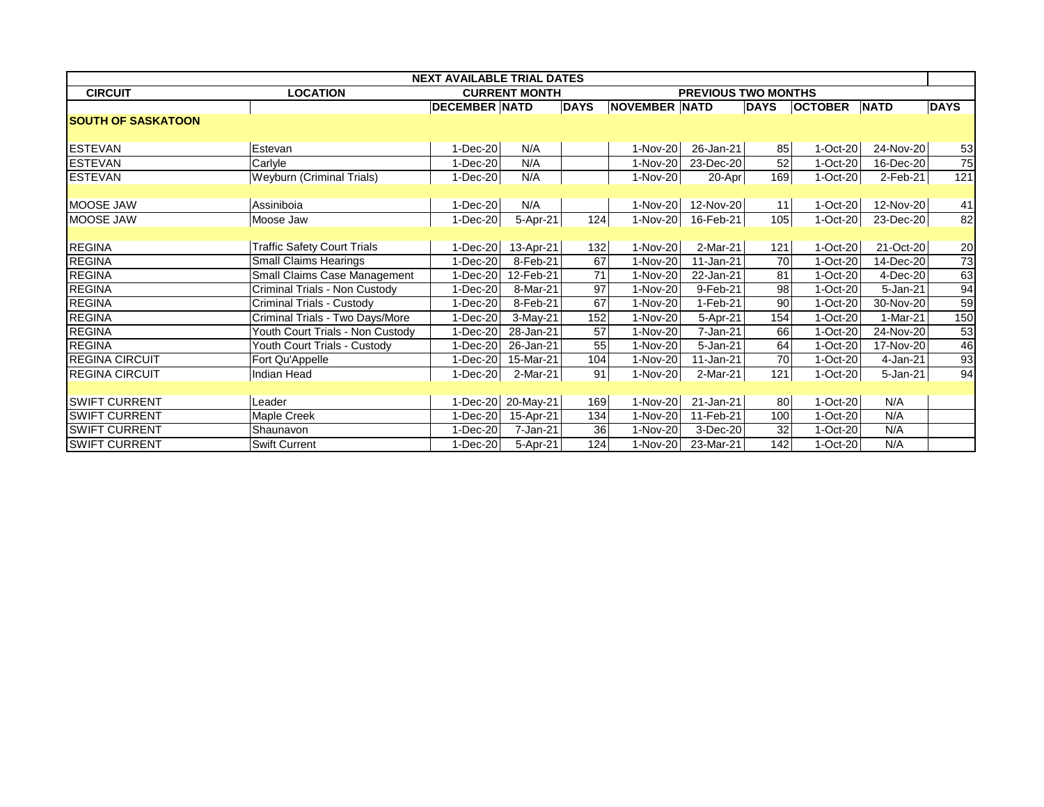| NEXT AVAILABLE TRIAL DATES | | | | | | | | | | |
|---|---|---|---|---|---|---|---|---|---|---|
| CIRCUIT | LOCATION | CURRENT MONTH | | | PREVIOUS TWO MONTHS | | | | | |
| | | DECEMBER | NATD | DAYS | NOVEMBER | NATD | DAYS | OCTOBER | NATD | DAYS |
| **SOUTH OF SASKATOON** | | | | | | | | | | |
| ESTEVAN | Estevan | 1-Dec-20 | N/A | | 1-Nov-20 | 26-Jan-21 | 85 | 1-Oct-20 | 24-Nov-20 | 53 |
| ESTEVAN | Carlyle | 1-Dec-20 | N/A | | 1-Nov-20 | 23-Dec-20 | 52 | 1-Oct-20 | 16-Dec-20 | 75 |
| ESTEVAN | Weyburn (Criminal Trials) | 1-Dec-20 | N/A | | 1-Nov-20 | 20-Apr | 169 | 1-Oct-20 | 2-Feb-21 | 121 |
| | | | | | | | | | | |
| MOOSE JAW | Assiniboia | 1-Dec-20 | N/A | | 1-Nov-20 | 12-Nov-20 | 11 | 1-Oct-20 | 12-Nov-20 | 41 |
| MOOSE JAW | Moose Jaw | 1-Dec-20 | 5-Apr-21 | 124 | 1-Nov-20 | 16-Feb-21 | 105 | 1-Oct-20 | 23-Dec-20 | 82 |
| | | | | | | | | | | |
| REGINA | Traffic Safety Court Trials | 1-Dec-20 | 13-Apr-21 | 132 | 1-Nov-20 | 2-Mar-21 | 121 | 1-Oct-20 | 21-Oct-20 | 20 |
| REGINA | Small Claims Hearings | 1-Dec-20 | 8-Feb-21 | 67 | 1-Nov-20 | 11-Jan-21 | 70 | 1-Oct-20 | 14-Dec-20 | 73 |
| REGINA | Small Claims Case Management | 1-Dec-20 | 12-Feb-21 | 71 | 1-Nov-20 | 22-Jan-21 | 81 | 1-Oct-20 | 4-Dec-20 | 63 |
| REGINA | Criminal Trials - Non Custody | 1-Dec-20 | 8-Mar-21 | 97 | 1-Nov-20 | 9-Feb-21 | 98 | 1-Oct-20 | 5-Jan-21 | 94 |
| REGINA | Criminal Trials - Custody | 1-Dec-20 | 8-Feb-21 | 67 | 1-Nov-20 | 1-Feb-21 | 90 | 1-Oct-20 | 30-Nov-20 | 59 |
| REGINA | Criminal Trials - Two Days/More | 1-Dec-20 | 3-May-21 | 152 | 1-Nov-20 | 5-Apr-21 | 154 | 1-Oct-20 | 1-Mar-21 | 150 |
| REGINA | Youth Court Trials - Non Custody | 1-Dec-20 | 28-Jan-21 | 57 | 1-Nov-20 | 7-Jan-21 | 66 | 1-Oct-20 | 24-Nov-20 | 53 |
| REGINA | Youth Court Trials - Custody | 1-Dec-20 | 26-Jan-21 | 55 | 1-Nov-20 | 5-Jan-21 | 64 | 1-Oct-20 | 17-Nov-20 | 46 |
| REGINA CIRCUIT | Fort Qu'Appelle | 1-Dec-20 | 15-Mar-21 | 104 | 1-Nov-20 | 11-Jan-21 | 70 | 1-Oct-20 | 4-Jan-21 | 93 |
| REGINA CIRCUIT | Indian Head | 1-Dec-20 | 2-Mar-21 | 91 | 1-Nov-20 | 2-Mar-21 | 121 | 1-Oct-20 | 5-Jan-21 | 94 |
| | | | | | | | | | | |
| SWIFT CURRENT | Leader | 1-Dec-20 | 20-May-21 | 169 | 1-Nov-20 | 21-Jan-21 | 80 | 1-Oct-20 | N/A | |
| SWIFT CURRENT | Maple Creek | 1-Dec-20 | 15-Apr-21 | 134 | 1-Nov-20 | 11-Feb-21 | 100 | 1-Oct-20 | N/A | |
| SWIFT CURRENT | Shaunavon | 1-Dec-20 | 7-Jan-21 | 36 | 1-Nov-20 | 3-Dec-20 | 32 | 1-Oct-20 | N/A | |
| SWIFT CURRENT | Swift Current | 1-Dec-20 | 5-Apr-21 | 124 | 1-Nov-20 | 23-Mar-21 | 142 | 1-Oct-20 | N/A | |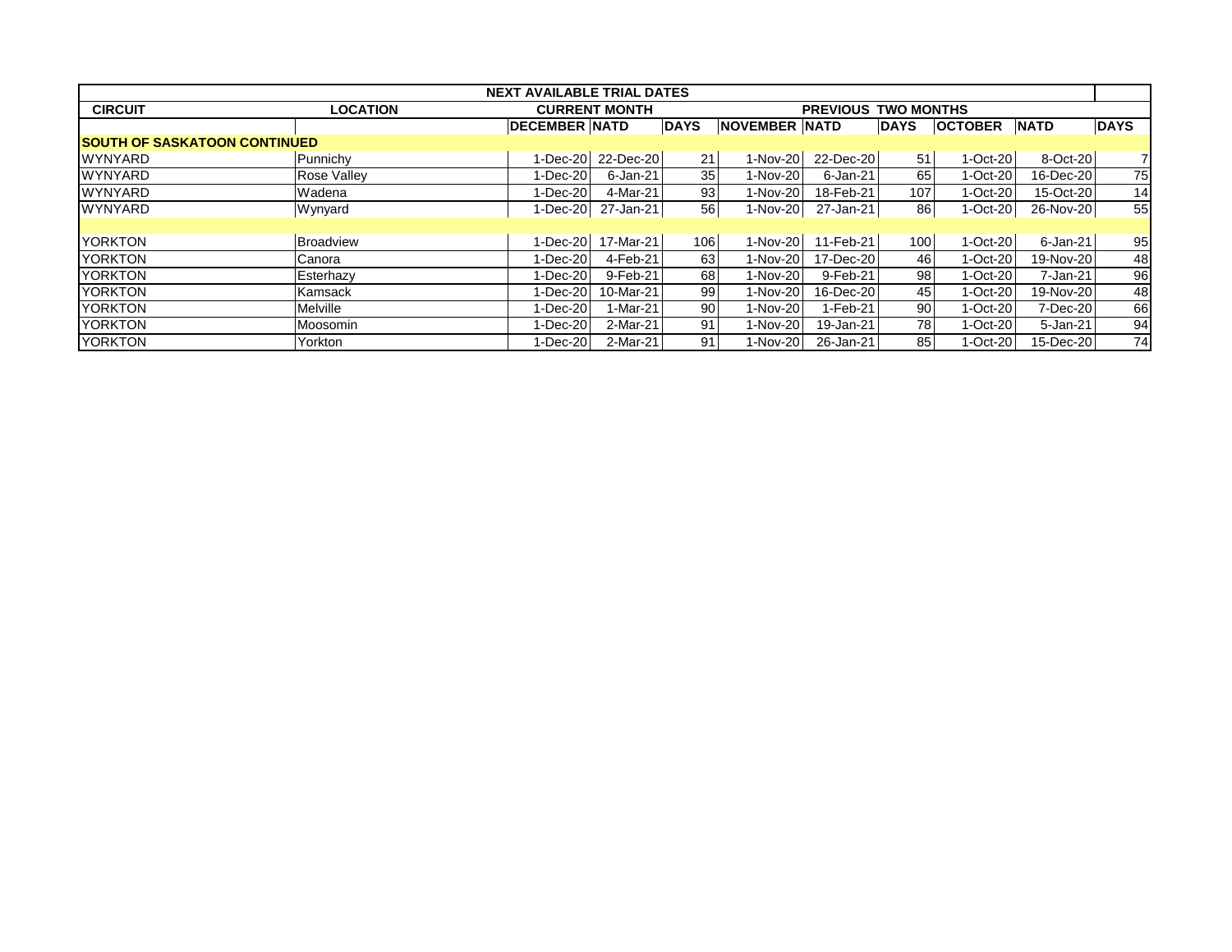| NEXT AVAILABLE TRIAL DATES | | | | | | | | | | |
|---|---|---|---|---|---|---|---|---|---|---|
| CIRCUIT | LOCATION | CURRENT MONTH | | | PREVIOUS TWO MONTHS | | | | | |
| | | DECEMBER | NATD | DAYS | NOVEMBER | NATD | DAYS | OCTOBER | NATD | DAYS |
| **SOUTH OF SASKATOON CONTINUED** | | | | | | | | | | |
| WYNYARD | Punnichy | 1-Dec-20 | 22-Dec-20 | 21 | 1-Nov-20 | 22-Dec-20 | 51 | 1-Oct-20 | 8-Oct-20 | 7 |
| WYNYARD | Rose Valley | 1-Dec-20 | 6-Jan-21 | 35 | 1-Nov-20 | 6-Jan-21 | 65 | 1-Oct-20 | 16-Dec-20 | 75 |
| WYNYARD | Wadena | 1-Dec-20 | 4-Mar-21 | 93 | 1-Nov-20 | 18-Feb-21 | 107 | 1-Oct-20 | 15-Oct-20 | 14 |
| WYNYARD | Wynyard | 1-Dec-20 | 27-Jan-21 | 56 | 1-Nov-20 | 27-Jan-21 | 86 | 1-Oct-20 | 26-Nov-20 | 55 |
| | | | | | | | | | | |
| YORKTON | Broadview | 1-Dec-20 | 17-Mar-21 | 106 | 1-Nov-20 | 11-Feb-21 | 100 | 1-Oct-20 | 6-Jan-21 | 95 |
| YORKTON | Canora | 1-Dec-20 | 4-Feb-21 | 63 | 1-Nov-20 | 17-Dec-20 | 46 | 1-Oct-20 | 19-Nov-20 | 48 |
| YORKTON | Esterhazy | 1-Dec-20 | 9-Feb-21 | 68 | 1-Nov-20 | 9-Feb-21 | 98 | 1-Oct-20 | 7-Jan-21 | 96 |
| YORKTON | Kamsack | 1-Dec-20 | 10-Mar-21 | 99 | 1-Nov-20 | 16-Dec-20 | 45 | 1-Oct-20 | 19-Nov-20 | 48 |
| YORKTON | Melville | 1-Dec-20 | 1-Mar-21 | 90 | 1-Nov-20 | 1-Feb-21 | 90 | 1-Oct-20 | 7-Dec-20 | 66 |
| YORKTON | Moosomin | 1-Dec-20 | 2-Mar-21 | 91 | 1-Nov-20 | 19-Jan-21 | 78 | 1-Oct-20 | 5-Jan-21 | 94 |
| YORKTON | Yorkton | 1-Dec-20 | 2-Mar-21 | 91 | 1-Nov-20 | 26-Jan-21 | 85 | 1-Oct-20 | 15-Dec-20 | 74 |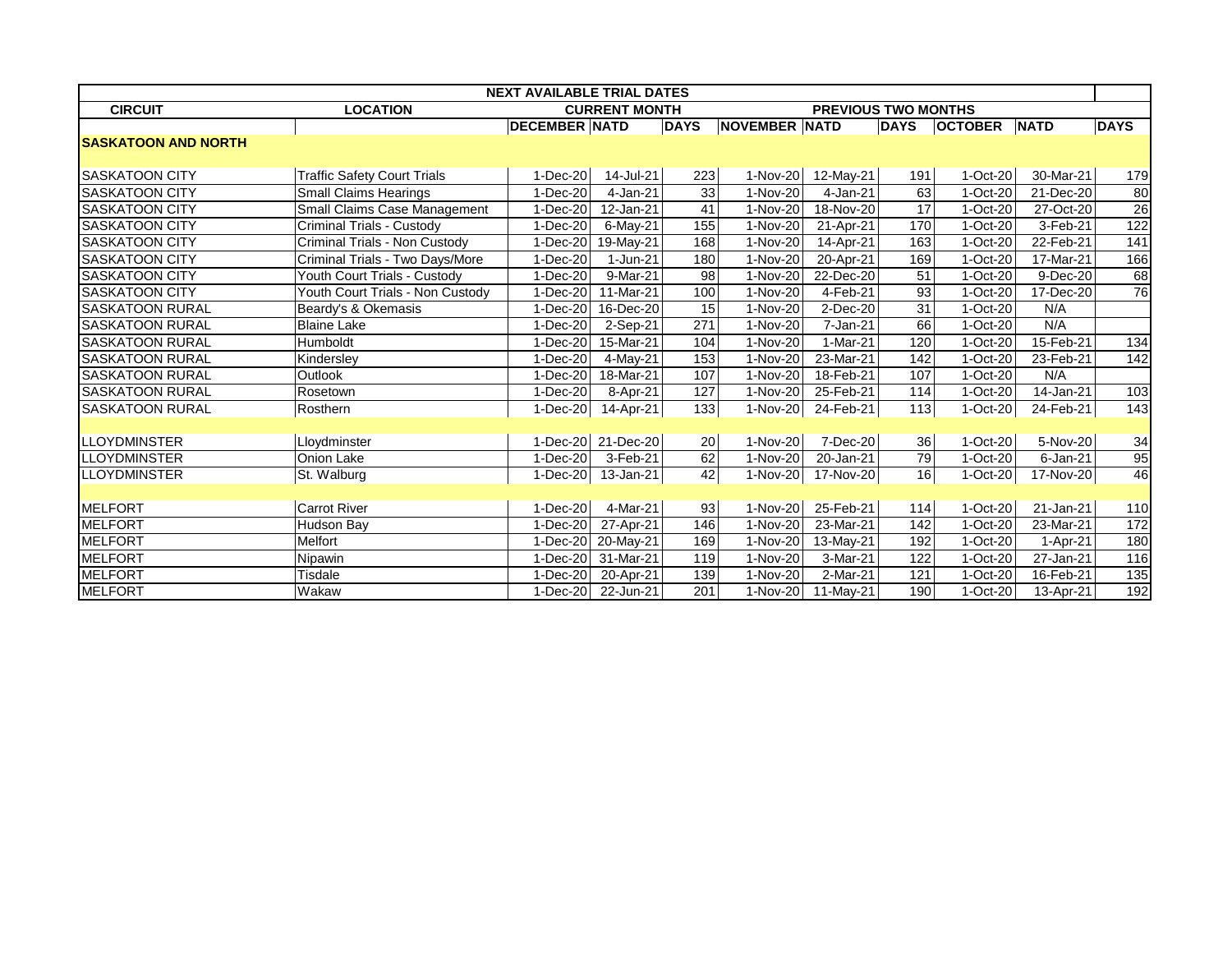| NEXT AVAILABLE TRIAL DATES | | | | | | | | | | |
|---|---|---|---|---|---|---|---|---|---|---|
| **CIRCUIT** | **LOCATION** | **CURRENT MONTH** | | | **PREVIOUS TWO MONTHS** | | | | | |
| | | **DECEMBER** | **NATD** | **DAYS** | **NOVEMBER** | **NATD** | **DAYS** | **OCTOBER** | **NATD** | **DAYS** |
| **SASKATOON AND NORTH** | | | | | | | | | | |
| SASKATOON CITY | Traffic Safety Court Trials | 1-Dec-20 | 14-Jul-21 | 223 | 1-Nov-20 | 12-May-21 | 191 | 1-Oct-20 | 30-Mar-21 | 179 |
| SASKATOON CITY | Small Claims Hearings | 1-Dec-20 | 4-Jan-21 | 33 | 1-Nov-20 | 4-Jan-21 | 63 | 1-Oct-20 | 21-Dec-20 | 80 |
| SASKATOON CITY | Small Claims Case Management | 1-Dec-20 | 12-Jan-21 | 41 | 1-Nov-20 | 18-Nov-20 | 17 | 1-Oct-20 | 27-Oct-20 | 26 |
| SASKATOON CITY | Criminal Trials - Custody | 1-Dec-20 | 6-May-21 | 155 | 1-Nov-20 | 21-Apr-21 | 170 | 1-Oct-20 | 3-Feb-21 | 122 |
| SASKATOON CITY | Criminal Trials - Non Custody | 1-Dec-20 | 19-May-21 | 168 | 1-Nov-20 | 14-Apr-21 | 163 | 1-Oct-20 | 22-Feb-21 | 141 |
| SASKATOON CITY | Criminal Trials - Two Days/More | 1-Dec-20 | 1-Jun-21 | 180 | 1-Nov-20 | 20-Apr-21 | 169 | 1-Oct-20 | 17-Mar-21 | 166 |
| SASKATOON CITY | Youth Court Trials - Custody | 1-Dec-20 | 9-Mar-21 | 98 | 1-Nov-20 | 22-Dec-20 | 51 | 1-Oct-20 | 9-Dec-20 | 68 |
| SASKATOON CITY | Youth Court Trials - Non Custody | 1-Dec-20 | 11-Mar-21 | 100 | 1-Nov-20 | 4-Feb-21 | 93 | 1-Oct-20 | 17-Dec-20 | 76 |
| SASKATOON RURAL | Beardy's & Okemasis | 1-Dec-20 | 16-Dec-20 | 15 | 1-Nov-20 | 2-Dec-20 | 31 | 1-Oct-20 | N/A | |
| SASKATOON RURAL | Blaine Lake | 1-Dec-20 | 2-Sep-21 | 271 | 1-Nov-20 | 7-Jan-21 | 66 | 1-Oct-20 | N/A | |
| SASKATOON RURAL | Humboldt | 1-Dec-20 | 15-Mar-21 | 104 | 1-Nov-20 | 1-Mar-21 | 120 | 1-Oct-20 | 15-Feb-21 | 134 |
| SASKATOON RURAL | Kindersley | 1-Dec-20 | 4-May-21 | 153 | 1-Nov-20 | 23-Mar-21 | 142 | 1-Oct-20 | 23-Feb-21 | 142 |
| SASKATOON RURAL | Outlook | 1-Dec-20 | 18-Mar-21 | 107 | 1-Nov-20 | 18-Feb-21 | 107 | 1-Oct-20 | N/A | |
| SASKATOON RURAL | Rosetown | 1-Dec-20 | 8-Apr-21 | 127 | 1-Nov-20 | 25-Feb-21 | 114 | 1-Oct-20 | 14-Jan-21 | 103 |
| SASKATOON RURAL | Rosthern | 1-Dec-20 | 14-Apr-21 | 133 | 1-Nov-20 | 24-Feb-21 | 113 | 1-Oct-20 | 24-Feb-21 | 143 |
| | | | | | | | | | | |
| LLOYDMINSTER | Lloydminster | 1-Dec-20 | 21-Dec-20 | 20 | 1-Nov-20 | 7-Dec-20 | 36 | 1-Oct-20 | 5-Nov-20 | 34 |
| LLOYDMINSTER | Onion Lake | 1-Dec-20 | 3-Feb-21 | 62 | 1-Nov-20 | 20-Jan-21 | 79 | 1-Oct-20 | 6-Jan-21 | 95 |
| LLOYDMINSTER | St. Walburg | 1-Dec-20 | 13-Jan-21 | 42 | 1-Nov-20 | 17-Nov-20 | 16 | 1-Oct-20 | 17-Nov-20 | 46 |
| | | | | | | | | | | |
| MELFORT | Carrot River | 1-Dec-20 | 4-Mar-21 | 93 | 1-Nov-20 | 25-Feb-21 | 114 | 1-Oct-20 | 21-Jan-21 | 110 |
| MELFORT | Hudson Bay | 1-Dec-20 | 27-Apr-21 | 146 | 1-Nov-20 | 23-Mar-21 | 142 | 1-Oct-20 | 23-Mar-21 | 172 |
| MELFORT | Melfort | 1-Dec-20 | 20-May-21 | 169 | 1-Nov-20 | 13-May-21 | 192 | 1-Oct-20 | 1-Apr-21 | 180 |
| MELFORT | Nipawin | 1-Dec-20 | 31-Mar-21 | 119 | 1-Nov-20 | 3-Mar-21 | 122 | 1-Oct-20 | 27-Jan-21 | 116 |
| MELFORT | Tisdale | 1-Dec-20 | 20-Apr-21 | 139 | 1-Nov-20 | 2-Mar-21 | 121 | 1-Oct-20 | 16-Feb-21 | 135 |
| MELFORT | Wakaw | 1-Dec-20 | 22-Jun-21 | 201 | 1-Nov-20 | 11-May-21 | 190 | 1-Oct-20 | 13-Apr-21 | 192 |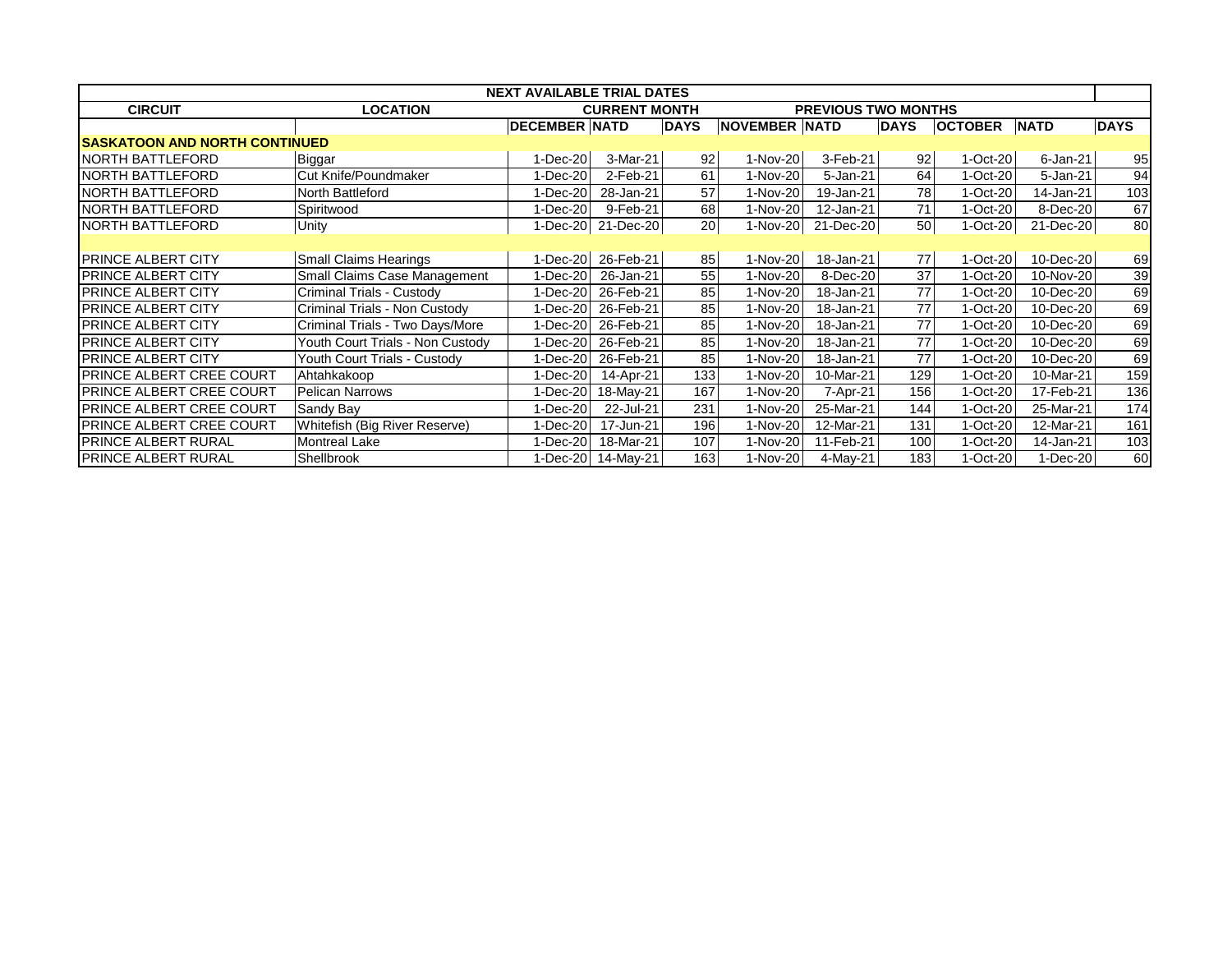| NEXT AVAILABLE TRIAL DATES | | | | | | | | | | |
|---|---|---|---|---|---|---|---|---|---|---|
| **CIRCUIT** | **LOCATION** | **CURRENT MONTH** | | | **PREVIOUS TWO MONTHS** | | | | | |
| | | **DECEMBER** | **NATD** | **DAYS** | **NOVEMBER** | **NATD** | **DAYS** | **OCTOBER** | **NATD** | **DAYS** |
| **SASKATOON AND NORTH CONTINUED** | | | | | | | | | | |
| NORTH BATTLEFORD | Biggar | 1-Dec-20 | 3-Mar-21 | 92 | 1-Nov-20 | 3-Feb-21 | 92 | 1-Oct-20 | 6-Jan-21 | 95 |
| NORTH BATTLEFORD | Cut Knife/Poundmaker | 1-Dec-20 | 2-Feb-21 | 61 | 1-Nov-20 | 5-Jan-21 | 64 | 1-Oct-20 | 5-Jan-21 | 94 |
| NORTH BATTLEFORD | North Battleford | 1-Dec-20 | 28-Jan-21 | 57 | 1-Nov-20 | 19-Jan-21 | 78 | 1-Oct-20 | 14-Jan-21 | 103 |
| NORTH BATTLEFORD | Spiritwood | 1-Dec-20 | 9-Feb-21 | 68 | 1-Nov-20 | 12-Jan-21 | 71 | 1-Oct-20 | 8-Dec-20 | 67 |
| NORTH BATTLEFORD | Unity | 1-Dec-20 | 21-Dec-20 | 20 | 1-Nov-20 | 21-Dec-20 | 50 | 1-Oct-20 | 21-Dec-20 | 80 |
| | | | | | | | | | | |
| PRINCE ALBERT CITY | Small Claims Hearings | 1-Dec-20 | 26-Feb-21 | 85 | 1-Nov-20 | 18-Jan-21 | 77 | 1-Oct-20 | 10-Dec-20 | 69 |
| PRINCE ALBERT CITY | Small Claims Case Management | 1-Dec-20 | 26-Jan-21 | 55 | 1-Nov-20 | 8-Dec-20 | 37 | 1-Oct-20 | 10-Nov-20 | 39 |
| PRINCE ALBERT CITY | Criminal Trials - Custody | 1-Dec-20 | 26-Feb-21 | 85 | 1-Nov-20 | 18-Jan-21 | 77 | 1-Oct-20 | 10-Dec-20 | 69 |
| PRINCE ALBERT CITY | Criminal Trials - Non Custody | 1-Dec-20 | 26-Feb-21 | 85 | 1-Nov-20 | 18-Jan-21 | 77 | 1-Oct-20 | 10-Dec-20 | 69 |
| PRINCE ALBERT CITY | Criminal Trials - Two Days/More | 1-Dec-20 | 26-Feb-21 | 85 | 1-Nov-20 | 18-Jan-21 | 77 | 1-Oct-20 | 10-Dec-20 | 69 |
| PRINCE ALBERT CITY | Youth Court Trials - Non Custody | 1-Dec-20 | 26-Feb-21 | 85 | 1-Nov-20 | 18-Jan-21 | 77 | 1-Oct-20 | 10-Dec-20 | 69 |
| PRINCE ALBERT CITY | Youth Court Trials - Custody | 1-Dec-20 | 26-Feb-21 | 85 | 1-Nov-20 | 18-Jan-21 | 77 | 1-Oct-20 | 10-Dec-20 | 69 |
| PRINCE ALBERT CREE COURT | Ahtahkakoop | 1-Dec-20 | 14-Apr-21 | 133 | 1-Nov-20 | 10-Mar-21 | 129 | 1-Oct-20 | 10-Mar-21 | 159 |
| PRINCE ALBERT CREE COURT | Pelican Narrows | 1-Dec-20 | 18-May-21 | 167 | 1-Nov-20 | 7-Apr-21 | 156 | 1-Oct-20 | 17-Feb-21 | 136 |
| PRINCE ALBERT CREE COURT | Sandy Bay | 1-Dec-20 | 22-Jul-21 | 231 | 1-Nov-20 | 25-Mar-21 | 144 | 1-Oct-20 | 25-Mar-21 | 174 |
| PRINCE ALBERT CREE COURT | Whitefish (Big River Reserve) | 1-Dec-20 | 17-Jun-21 | 196 | 1-Nov-20 | 12-Mar-21 | 131 | 1-Oct-20 | 12-Mar-21 | 161 |
| PRINCE ALBERT RURAL | Montreal Lake | 1-Dec-20 | 18-Mar-21 | 107 | 1-Nov-20 | 11-Feb-21 | 100 | 1-Oct-20 | 14-Jan-21 | 103 |
| PRINCE ALBERT RURAL | Shellbrook | 1-Dec-20 | 14-May-21 | 163 | 1-Nov-20 | 4-May-21 | 183 | 1-Oct-20 | 1-Dec-20 | 60 |